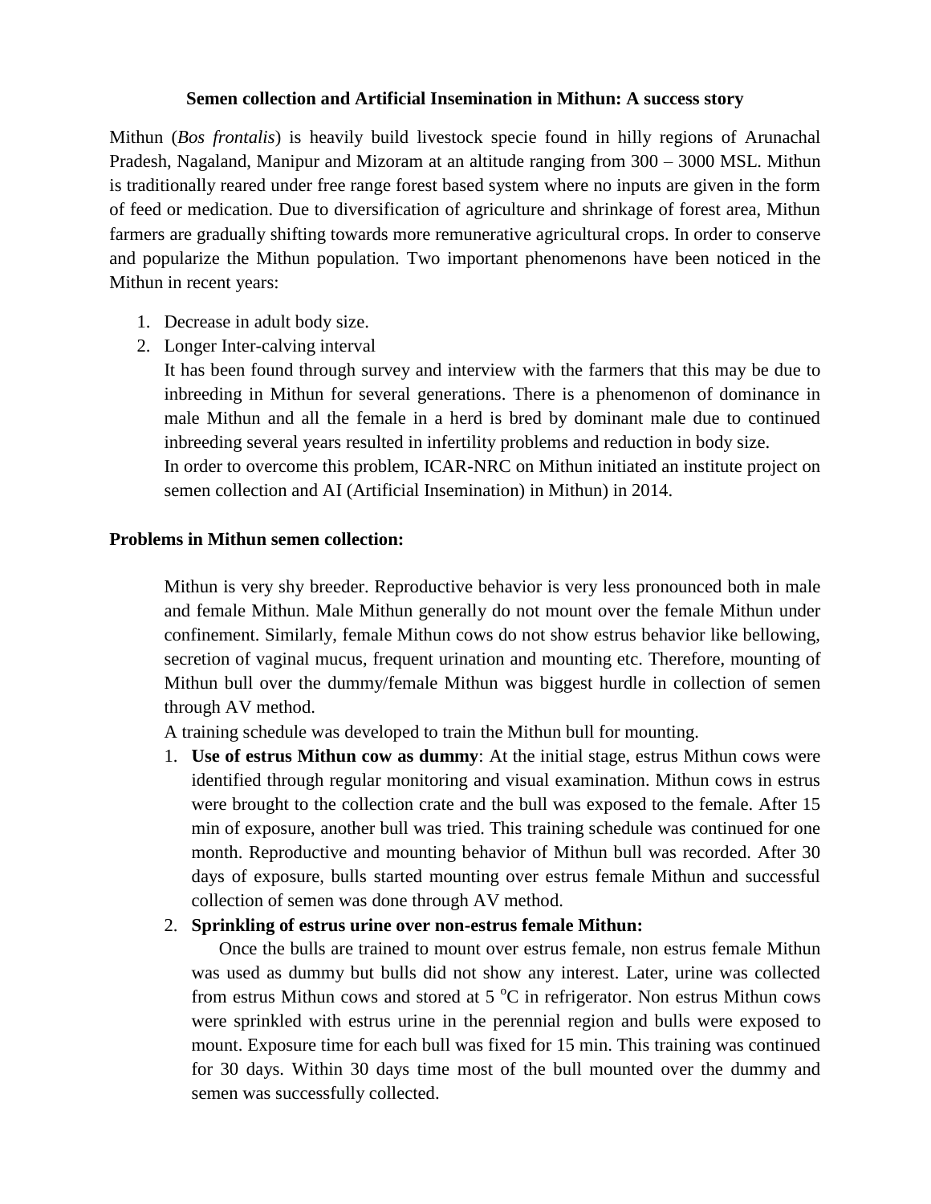**Semen collection and Artificial Insemination in Mithun: A success story**

Mithun (*Bos frontalis*) is heavily build livestock specie found in hilly regions of Arunachal Pradesh, Nagaland, Manipur and Mizoram at an altitude ranging from 300 – 3000 MSL. Mithun is traditionally reared under free range forest based system where no inputs are given in the form of feed or medication. Due to diversification of agriculture and shrinkage of forest area, Mithun farmers are gradually shifting towards more remunerative agricultural crops. In order to conserve and popularize the Mithun population. Two important phenomenons have been noticed in the Mithun in recent years:

1. Decrease in adult body size.
2. Longer Inter-calving interval

   It has been found through survey and interview with the farmers that this may be due to inbreeding in Mithun for several generations. There is a phenomenon of dominance in male Mithun and all the female in a herd is bred by dominant male due to continued inbreeding several years resulted in infertility problems and reduction in body size.

   In order to overcome this problem, ICAR-NRC on Mithun initiated an institute project on semen collection and AI (Artificial Insemination) in Mithun) in 2014.

**Problems in Mithun semen collection:**

Mithun is very shy breeder. Reproductive behavior is very less pronounced both in male and female Mithun. Male Mithun generally do not mount over the female Mithun under confinement. Similarly, female Mithun cows do not show estrus behavior like bellowing, secretion of vaginal mucus, frequent urination and mounting etc. Therefore, mounting of Mithun bull over the dummy/female Mithun was biggest hurdle in collection of semen through AV method.

A training schedule was developed to train the Mithun bull for mounting.

1. **Use of estrus Mithun cow as dummy**: At the initial stage, estrus Mithun cows were identified through regular monitoring and visual examination. Mithun cows in estrus were brought to the collection crate and the bull was exposed to the female. After 15 min of exposure, another bull was tried. This training schedule was continued for one month. Reproductive and mounting behavior of Mithun bull was recorded. After 30 days of exposure, bulls started mounting over estrus female Mithun and successful collection of semen was done through AV method.
2. **Sprinkling of estrus urine over non-estrus female Mithun:**

   Once the bulls are trained to mount over estrus female, non estrus female Mithun was used as dummy but bulls did not show any interest. Later, urine was collected from estrus Mithun cows and stored at 5 $^{o}$C in refrigerator. Non estrus Mithun cows were sprinkled with estrus urine in the perennial region and bulls were exposed to mount. Exposure time for each bull was fixed for 15 min. This training was continued for 30 days. Within 30 days time most of the bull mounted over the dummy and semen was successfully collected.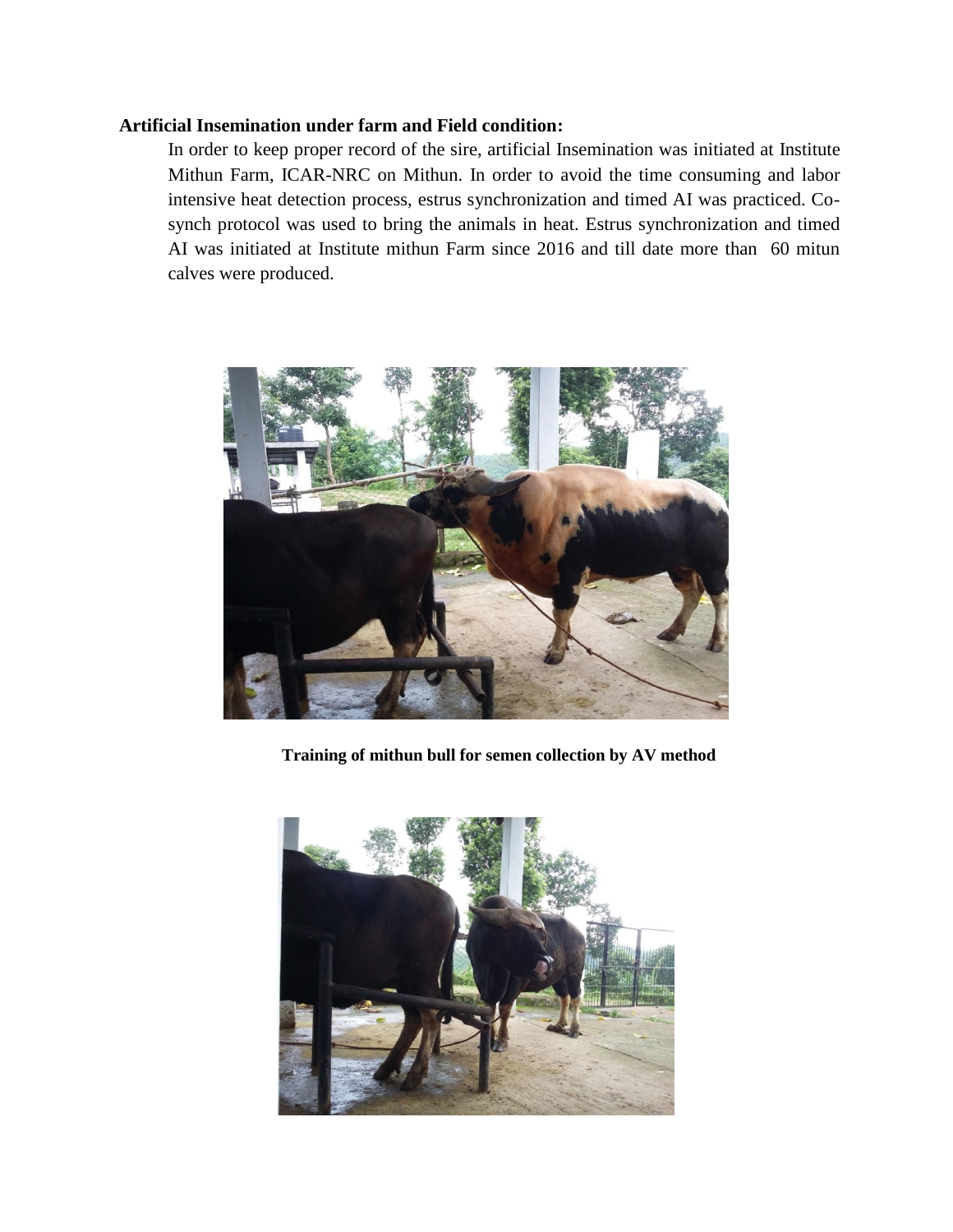**Artificial Insemination under farm and Field condition:**

In order to keep proper record of the sire, artificial Insemination was initiated at Institute Mithun Farm, ICAR-NRC on Mithun. In order to avoid the time consuming and labor intensive heat detection process, estrus synchronization and timed AI was practiced. Co-synch protocol was used to bring the animals in heat. Estrus synchronization and timed AI was initiated at Institute mithun Farm since 2016 and till date more than 60 mitun calves were produced.

**Training of mithun bull for semen collection by AV method**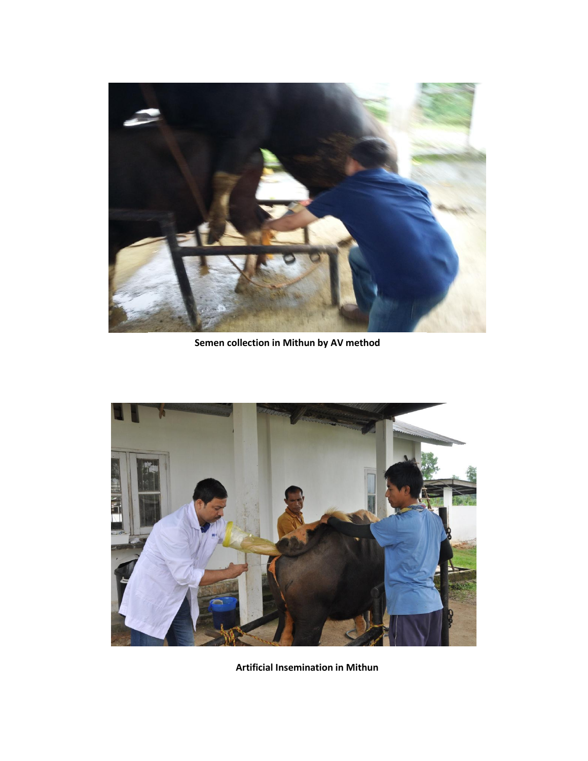**Semen collection in Mithun by AV method**

**Artificial Insemination in Mithun**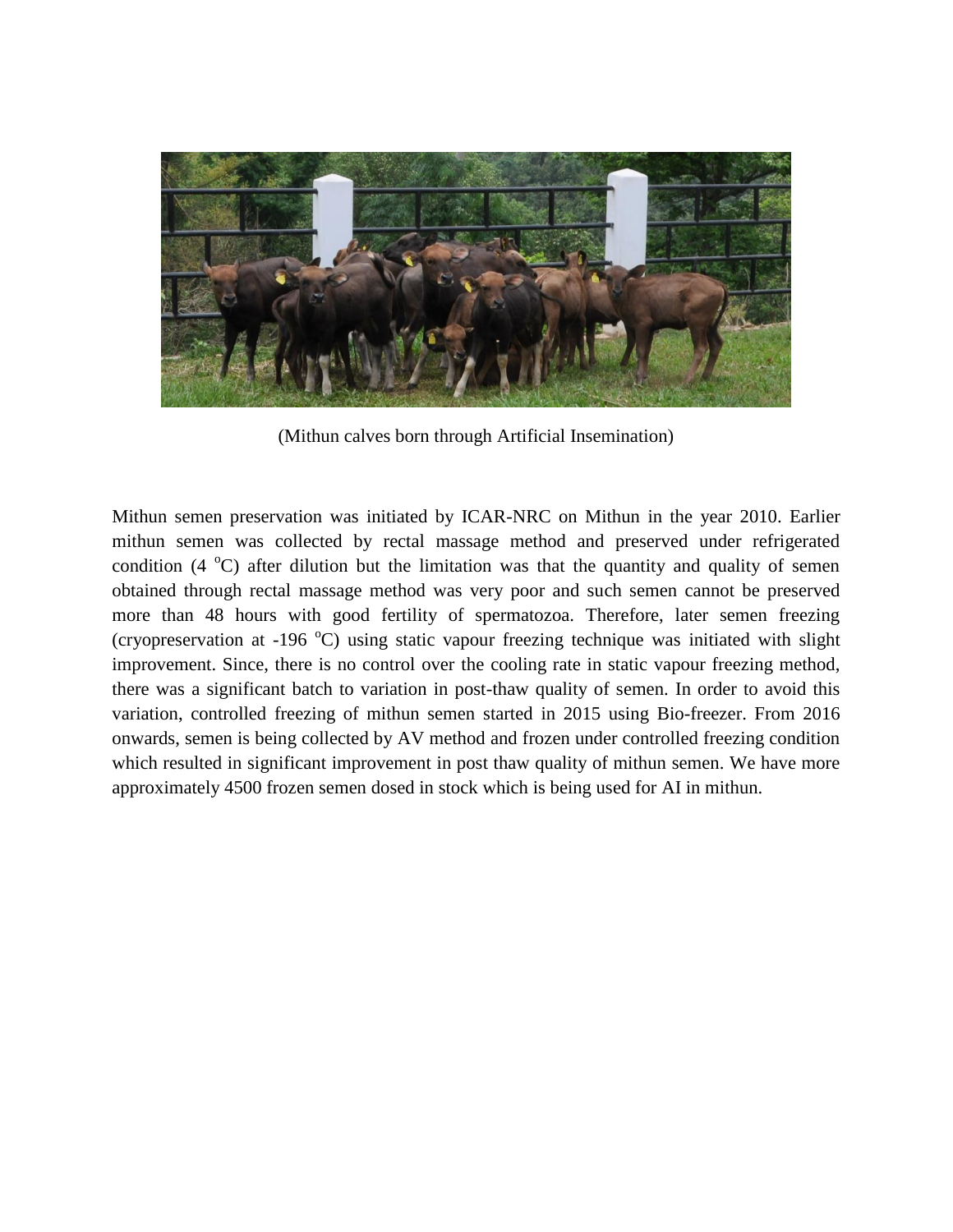(Mithun calves born through Artificial Insemination)

Mithun semen preservation was initiated by ICAR-NRC on Mithun in the year 2010. Earlier mithun semen was collected by rectal massage method and preserved under refrigerated condition (4 $^{o}$C) after dilution but the limitation was that the quantity and quality of semen obtained through rectal massage method was very poor and such semen cannot be preserved more than 48 hours with good fertility of spermatozoa. Therefore, later semen freezing (cryopreservation at -196 $^{o}$C) using static vapour freezing technique was initiated with slight improvement. Since, there is no control over the cooling rate in static vapour freezing method, there was a significant batch to variation in post-thaw quality of semen. In order to avoid this variation, controlled freezing of mithun semen started in 2015 using Bio-freezer. From 2016 onwards, semen is being collected by AV method and frozen under controlled freezing condition which resulted in significant improvement in post thaw quality of mithun semen. We have more approximately 4500 frozen semen dosed in stock which is being used for AI in mithun.